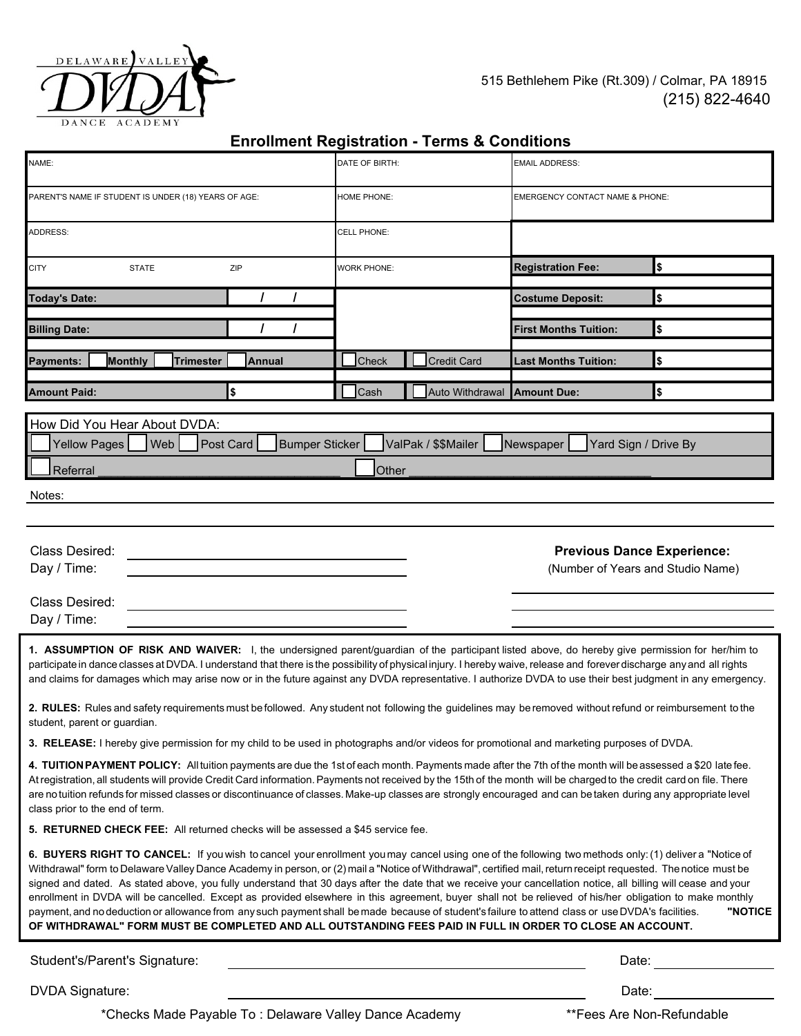DELAWARE VALLEY DVDA DANCE ACADEMY

515 Bethlehem Pike (Rt.309) / Colmar, PA 18915
(215) 822-4640

## Enrollment Registration - Terms & Conditions

| NAME: | DATE OF BIRTH: | EMAIL ADDRESS: |
|---|---|---|
| PARENT'S NAME IF STUDENT IS UNDER (18) YEARS OF AGE: | HOME PHONE: | EMERGENCY CONTACT NAME & PHONE: |
| ADDRESS: | CELL PHONE: | |
| CITY STATE ZIP | WORK PHONE: | **Registration Fee:** $ |
| **Today's Date:** / / | | **Costume Deposit:** $ |
| **Billing Date:** / / | | **First Months Tuition:** $ |
| **Payments:** ☐ **Monthly** ☐ **Trimester** ☐ **Annual** | ☐ Check ☐ Credit Card | **Last Months Tuition:** $ |
| **Amount Paid:** $ | ☐ Cash ☐ Auto Withdrawal | **Amount Due:** $ |

How Did You Hear About DVDA:
☐ Yellow Pages ☐ Web ☐ Post Card ☐ Bumper Sticker ☐ ValPak / $$Mailer ☐ Newspaper ☐ Yard Sign / Drive By
☐ Referral ____________________ ☐ Other ____________________

Notes:

Class Desired: ____________________
Day / Time: ____________________

Class Desired: ____________________
Day / Time: ____________________

**Previous Dance Experience:**
(Number of Years and Studio Name)

____________________
____________________
____________________

**1. ASSUMPTION OF RISK AND WAIVER:** I, the undersigned parent/guardian of the participant listed above, do hereby give permission for her/him to participate in dance classes at DVDA. I understand that there is the possibility of physical injury. I hereby waive, release and forever discharge any and all rights and claims for damages which may arise now or in the future against any DVDA representative. I authorize DVDA to use their best judgment in any emergency.

**2. RULES:** Rules and safety requirements must be followed. Any student not following the guidelines may be removed without refund or reimbursement to the student, parent or guardian.

**3. RELEASE:** I hereby give permission for my child to be used in photographs and/or videos for promotional and marketing purposes of DVDA.

**4. TUITION PAYMENT POLICY:** All tuition payments are due the 1st of each month. Payments made after the 7th of the month will be assessed a $20 late fee. At registration, all students will provide Credit Card information. Payments not received by the 15th of the month will be charged to the credit card on file. There are no tuition refunds for missed classes or discontinuance of classes. Make-up classes are strongly encouraged and can be taken during any appropriate level class prior to the end of term.

**5. RETURNED CHECK FEE:** All returned checks will be assessed a $45 service fee.

**6. BUYERS RIGHT TO CANCEL:** If you wish to cancel your enrollment you may cancel using one of the following two methods only: (1) deliver a "Notice of Withdrawal" form to Delaware Valley Dance Academy in person, or (2) mail a "Notice of Withdrawal", certified mail, return receipt requested. The notice must be signed and dated. As stated above, you fully understand that 30 days after the date that we receive your cancellation notice, all billing will cease and your enrollment in DVDA will be cancelled. Except as provided elsewhere in this agreement, buyer shall not be relieved of his/her obligation to make monthly payment, and no deduction or allowance from any such payment shall be made because of student's failure to attend class or use DVDA's facilities. **"NOTICE OF WITHDRAWAL" FORM MUST BE COMPLETED AND ALL OUTSTANDING FEES PAID IN FULL IN ORDER TO CLOSE AN ACCOUNT.**

Student's/Parent's Signature: ______________________________ Date: ____________

DVDA Signature: ______________________________ Date: ____________

*Checks Made Payable To : Delaware Valley Dance Academy **Fees Are Non-Refundable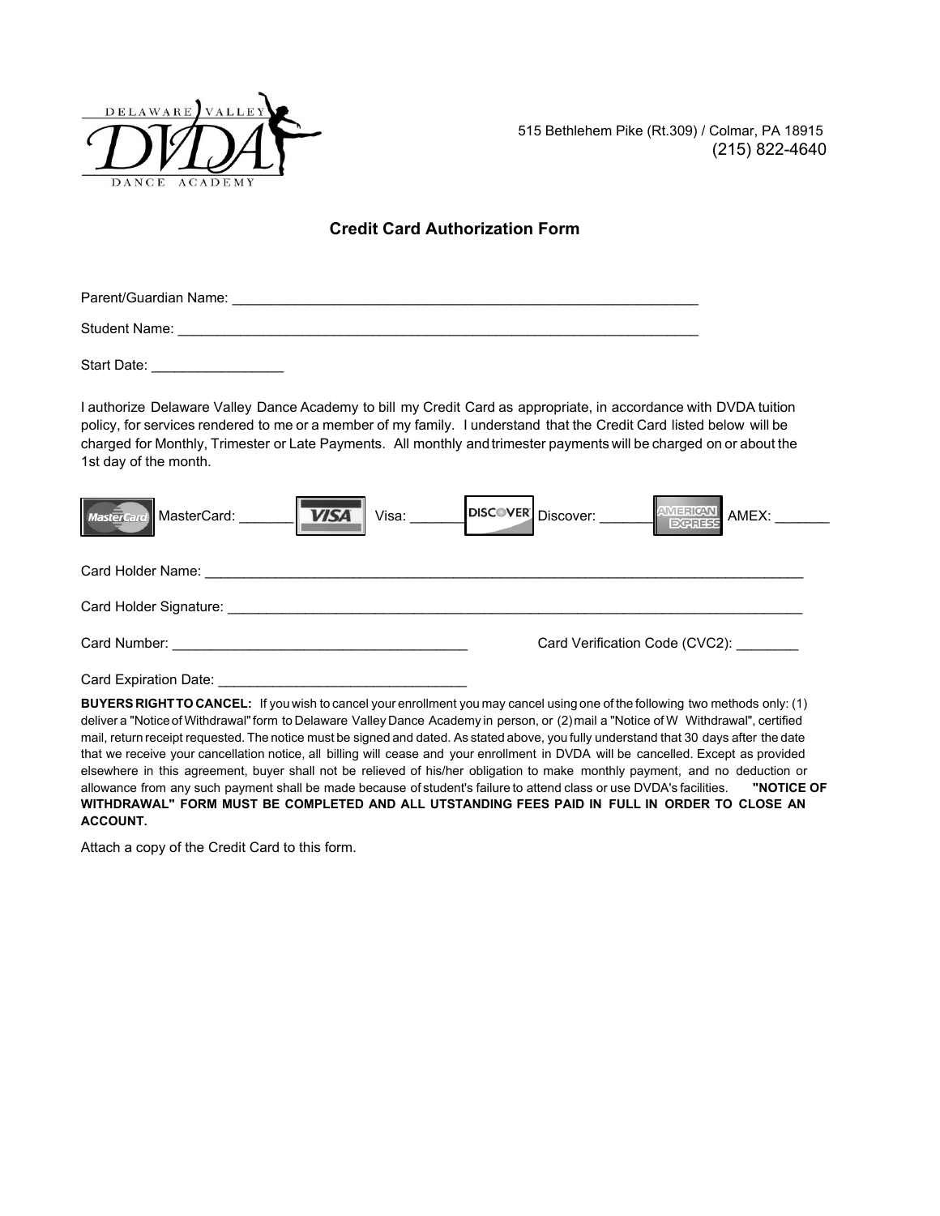515 Bethlehem Pike (Rt.309) / Colmar, PA 18915
(215) 822-4640

## Credit Card Authorization Form

Parent/Guardian Name: ____________________________________________________________

Student Name: ____________________________________________________________________

Start Date: _________________

I authorize Delaware Valley Dance Academy to bill my Credit Card as appropriate, in accordance with DVDA tuition policy, for services rendered to me or a member of my family. I understand that the Credit Card listed below will be charged for Monthly, Trimester or Late Payments. All monthly and trimester payments will be charged on or about the 1st day of the month.

MasterCard: _______ Visa: _______ Discover: _______ AMEX: _______

Card Holder Name: _______________________________________________________________________________

Card Holder Signature: ___________________________________________________________________________

Card Number: ______________________________________ Card Verification Code (CVC2): ________

Card Expiration Date: _______________________________

**BUYERS RIGHT TO CANCEL:** If you wish to cancel your enrollment you may cancel using one of the following two methods only: (1) deliver a "Notice of Withdrawal" form to Delaware Valley Dance Academy in person, or (2) mail a "Notice of W Withdrawal", certified mail, return receipt requested. The notice must be signed and dated. As stated above, you fully understand that 30 days after the date that we receive your cancellation notice, all billing will cease and your enrollment in DVDA will be cancelled. Except as provided elsewhere in this agreement, buyer shall not be relieved of his/her obligation to make monthly payment, and no deduction or allowance from any such payment shall be made because of student's failure to attend class or use DVDA's facilities. **"NOTICE OF WITHDRAWAL" FORM MUST BE COMPLETED AND ALL UTSTANDING FEES PAID IN FULL IN ORDER TO CLOSE AN ACCOUNT.**

Attach a copy of the Credit Card to this form.